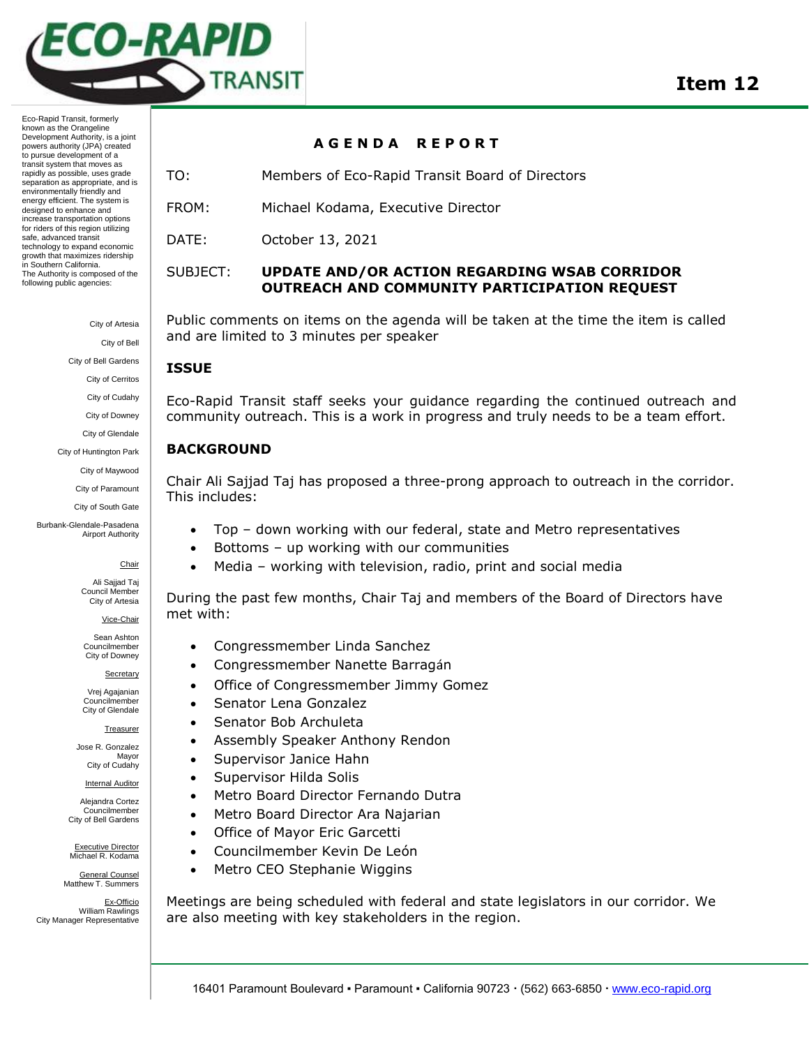# Item 12

Eco-Rapid Transit, formerly known as the Orangeline Development Authority, is a joint powers authority (JPA) created to pursue development of a transit system that moves as rapidly as possible, uses grade separation as appropriate, and is environmentally friendly and energy efficient. The system is designed to enhance and increase transportation options for riders of this region utilizing safe, advanced transit technology to expand economic growth that maximizes ridership in Southern California.
The Authority is composed of the following public agencies:

City of Artesia
City of Bell
City of Bell Gardens
City of Cerritos
City of Cudahy
City of Downey
City of Glendale
City of Huntington Park
City of Maywood
City of Paramount
City of South Gate
Burbank-Glendale-Pasadena Airport Authority

Chair
Ali Sajjad Taj
Council Member
City of Artesia

Vice-Chair
Sean Ashton
Councilmember
City of Downey

Secretary
Vrej Agajanian
Councilmember
City of Glendale

Treasurer
Jose R. Gonzalez
Mayor
City of Cudahy

Internal Auditor
Alejandra Cortez
Councilmember
City of Bell Gardens

Executive Director
Michael R. Kodama

General Counsel
Matthew T. Summers

Ex-Officio
William Rawlings
City Manager Representative

## AGENDA REPORT

TO: Members of Eco-Rapid Transit Board of Directors

FROM: Michael Kodama, Executive Director

DATE: October 13, 2021

SUBJECT: **UPDATE AND/OR ACTION REGARDING WSAB CORRIDOR OUTREACH AND COMMUNITY PARTICIPATION REQUEST**

Public comments on items on the agenda will be taken at the time the item is called and are limited to 3 minutes per speaker

### ISSUE

Eco-Rapid Transit staff seeks your guidance regarding the continued outreach and community outreach. This is a work in progress and truly needs to be a team effort.

### BACKGROUND

Chair Ali Sajjad Taj has proposed a three-prong approach to outreach in the corridor. This includes:

- Top – down working with our federal, state and Metro representatives
- Bottoms – up working with our communities
- Media – working with television, radio, print and social media

During the past few months, Chair Taj and members of the Board of Directors have met with:

- Congressmember Linda Sanchez
- Congressmember Nanette Barragán
- Office of Congressmember Jimmy Gomez
- Senator Lena Gonzalez
- Senator Bob Archuleta
- Assembly Speaker Anthony Rendon
- Supervisor Janice Hahn
- Supervisor Hilda Solis
- Metro Board Director Fernando Dutra
- Metro Board Director Ara Najarian
- Office of Mayor Eric Garcetti
- Councilmember Kevin De León
- Metro CEO Stephanie Wiggins

Meetings are being scheduled with federal and state legislators in our corridor. We are also meeting with key stakeholders in the region.

16401 Paramount Boulevard ▪ Paramount ▪ California 90723 · (562) 663-6850 · www.eco-rapid.org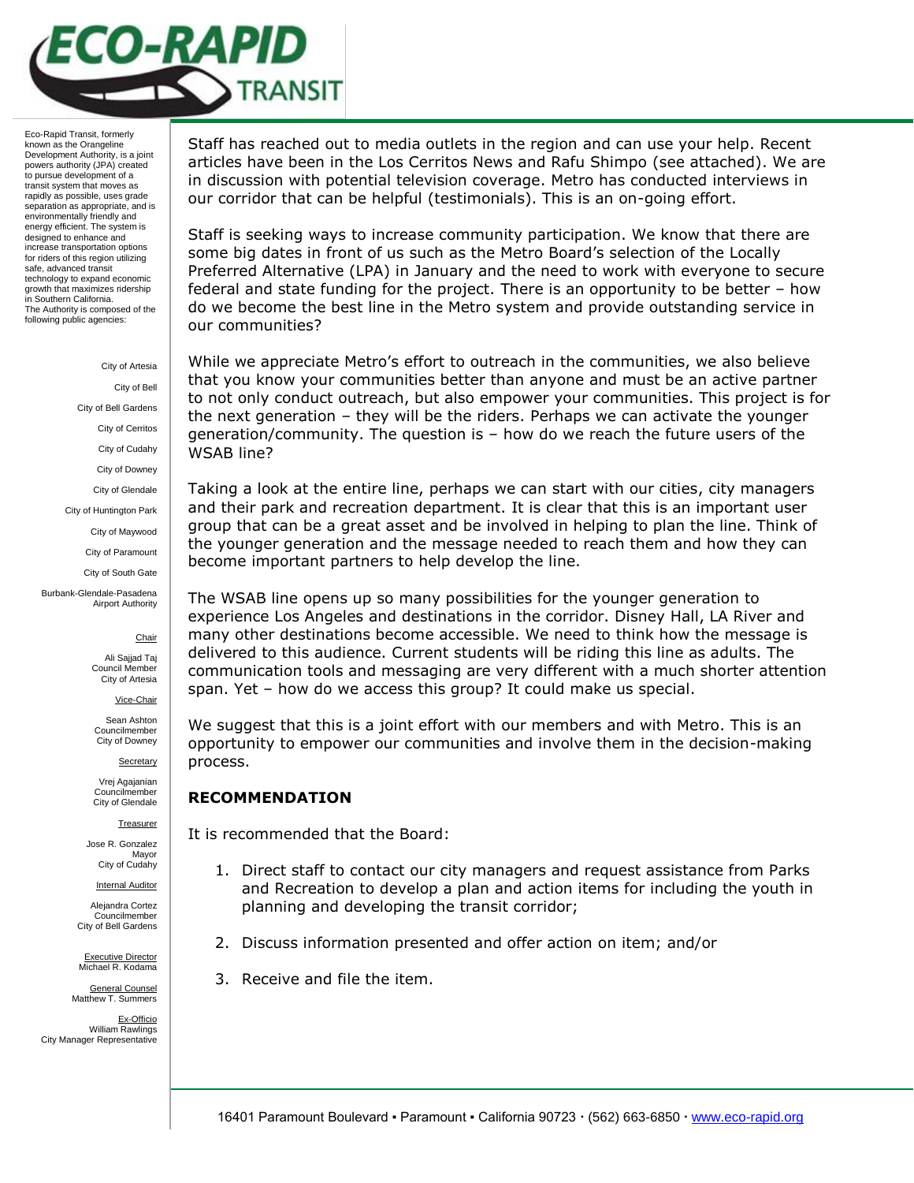Eco-Rapid Transit, formerly known as the Orangeline Development Authority, is a joint powers authority (JPA) created to pursue development of a transit system that moves as rapidly as possible, uses grade separation as appropriate, and is environmentally friendly and energy efficient. The system is designed to enhance and increase transportation options for riders of this region utilizing safe, advanced transit technology to expand economic growth that maximizes ridership in Southern California. The Authority is composed of the following public agencies:

City of Artesia
City of Bell
City of Bell Gardens
City of Cerritos
City of Cudahy
City of Downey
City of Glendale
City of Huntington Park
City of Maywood
City of Paramount
City of South Gate
Burbank-Glendale-Pasadena Airport Authority

Chair
Ali Sajjad Taj
Council Member
City of Artesia

Vice-Chair
Sean Ashton
Councilmember
City of Downey

Secretary
Vrej Agajanian
Councilmember
City of Glendale

Treasurer
Jose R. Gonzalez
Mayor
City of Cudahy

Internal Auditor
Alejandra Cortez
Councilmember
City of Bell Gardens

Executive Director
Michael R. Kodama

General Counsel
Matthew T. Summers

Ex-Officio
William Rawlings
City Manager Representative

Staff has reached out to media outlets in the region and can use your help. Recent articles have been in the Los Cerritos News and Rafu Shimpo (see attached). We are in discussion with potential television coverage. Metro has conducted interviews in our corridor that can be helpful (testimonials). This is an on-going effort.

Staff is seeking ways to increase community participation. We know that there are some big dates in front of us such as the Metro Board's selection of the Locally Preferred Alternative (LPA) in January and the need to work with everyone to secure federal and state funding for the project. There is an opportunity to be better – how do we become the best line in the Metro system and provide outstanding service in our communities?

While we appreciate Metro's effort to outreach in the communities, we also believe that you know your communities better than anyone and must be an active partner to not only conduct outreach, but also empower your communities. This project is for the next generation – they will be the riders. Perhaps we can activate the younger generation/community. The question is – how do we reach the future users of the WSAB line?

Taking a look at the entire line, perhaps we can start with our cities, city managers and their park and recreation department. It is clear that this is an important user group that can be a great asset and be involved in helping to plan the line. Think of the younger generation and the message needed to reach them and how they can become important partners to help develop the line.

The WSAB line opens up so many possibilities for the younger generation to experience Los Angeles and destinations in the corridor. Disney Hall, LA River and many other destinations become accessible. We need to think how the message is delivered to this audience. Current students will be riding this line as adults. The communication tools and messaging are very different with a much shorter attention span. Yet – how do we access this group? It could make us special.

We suggest that this is a joint effort with our members and with Metro. This is an opportunity to empower our communities and involve them in the decision-making process.

**RECOMMENDATION**

It is recommended that the Board:

1. Direct staff to contact our city managers and request assistance from Parks and Recreation to develop a plan and action items for including the youth in planning and developing the transit corridor;
2. Discuss information presented and offer action on item; and/or
3. Receive and file the item.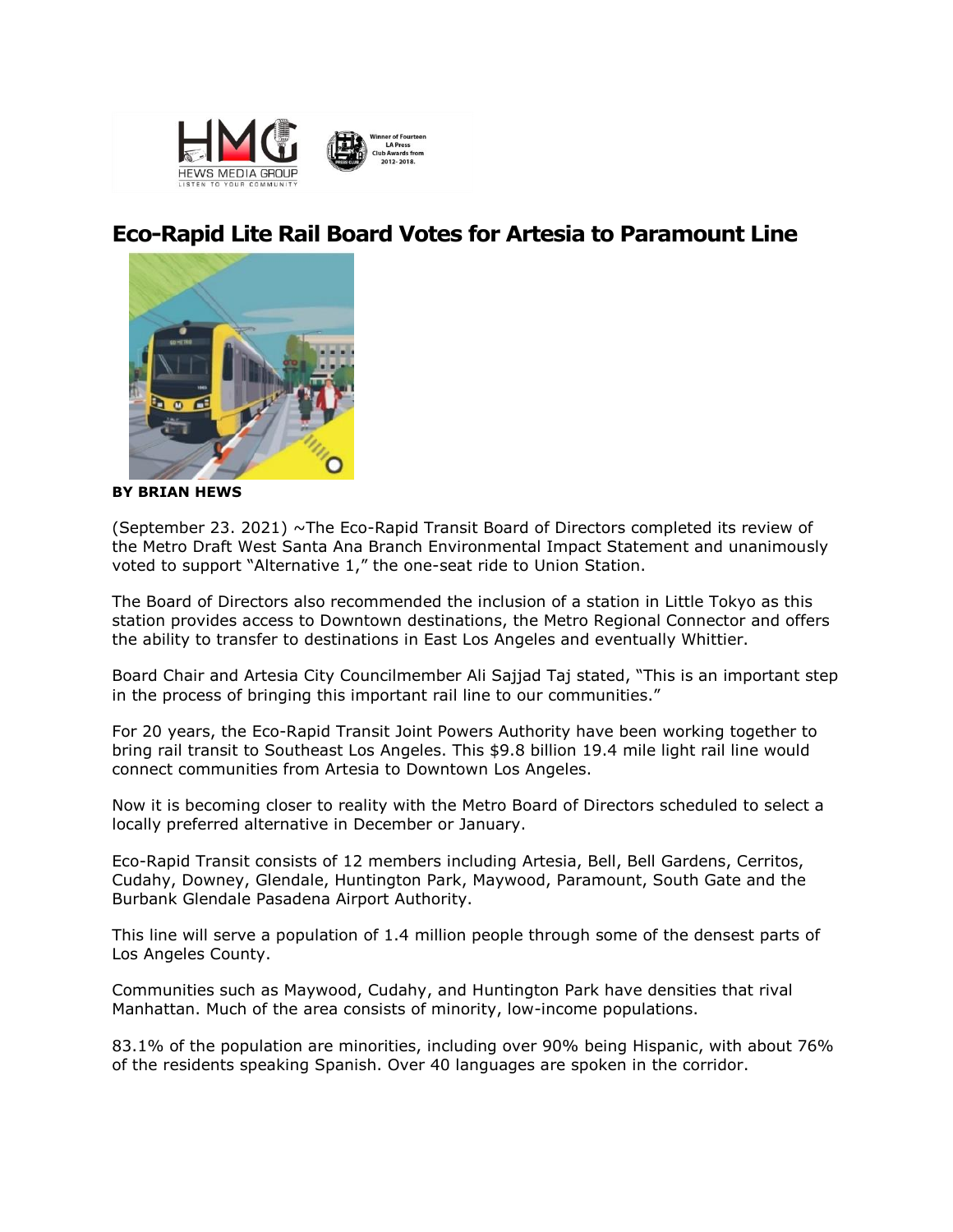# Eco-Rapid Lite Rail Board Votes for Artesia to Paramount Line

**BY BRIAN HEWS**

(September 23. 2021) ~The Eco-Rapid Transit Board of Directors completed its review of the Metro Draft West Santa Ana Branch Environmental Impact Statement and unanimously voted to support "Alternative 1," the one-seat ride to Union Station.

The Board of Directors also recommended the inclusion of a station in Little Tokyo as this station provides access to Downtown destinations, the Metro Regional Connector and offers the ability to transfer to destinations in East Los Angeles and eventually Whittier.

Board Chair and Artesia City Councilmember Ali Sajjad Taj stated, "This is an important step in the process of bringing this important rail line to our communities."

For 20 years, the Eco-Rapid Transit Joint Powers Authority have been working together to bring rail transit to Southeast Los Angeles. This $9.8 billion 19.4 mile light rail line would connect communities from Artesia to Downtown Los Angeles.

Now it is becoming closer to reality with the Metro Board of Directors scheduled to select a locally preferred alternative in December or January.

Eco-Rapid Transit consists of 12 members including Artesia, Bell, Bell Gardens, Cerritos, Cudahy, Downey, Glendale, Huntington Park, Maywood, Paramount, South Gate and the Burbank Glendale Pasadena Airport Authority.

This line will serve a population of 1.4 million people through some of the densest parts of Los Angeles County.

Communities such as Maywood, Cudahy, and Huntington Park have densities that rival Manhattan. Much of the area consists of minority, low-income populations.

83.1% of the population are minorities, including over 90% being Hispanic, with about 76% of the residents speaking Spanish. Over 40 languages are spoken in the corridor.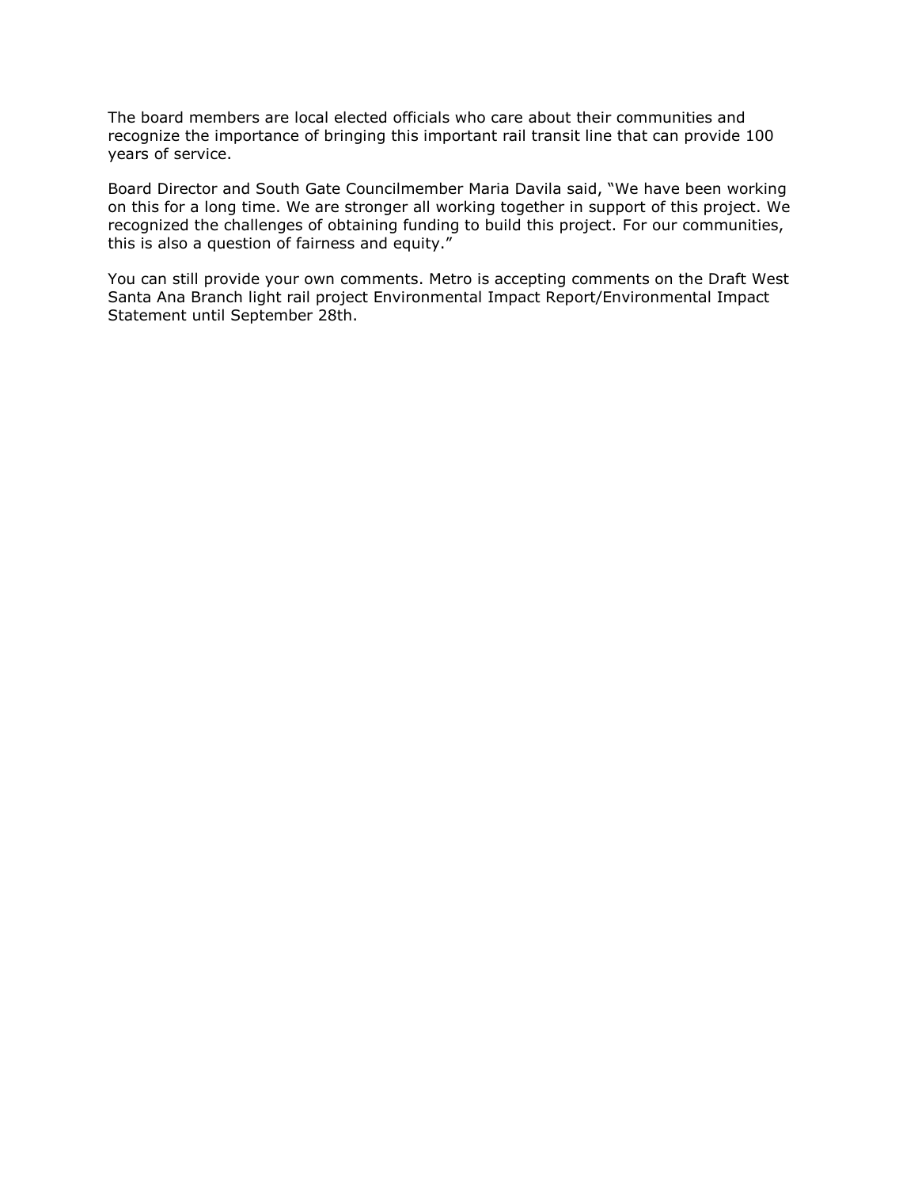The board members are local elected officials who care about their communities and recognize the importance of bringing this important rail transit line that can provide 100 years of service.

Board Director and South Gate Councilmember Maria Davila said, "We have been working on this for a long time. We are stronger all working together in support of this project. We recognized the challenges of obtaining funding to build this project. For our communities, this is also a question of fairness and equity."

You can still provide your own comments. Metro is accepting comments on the Draft West Santa Ana Branch light rail project Environmental Impact Report/Environmental Impact Statement until September 28th.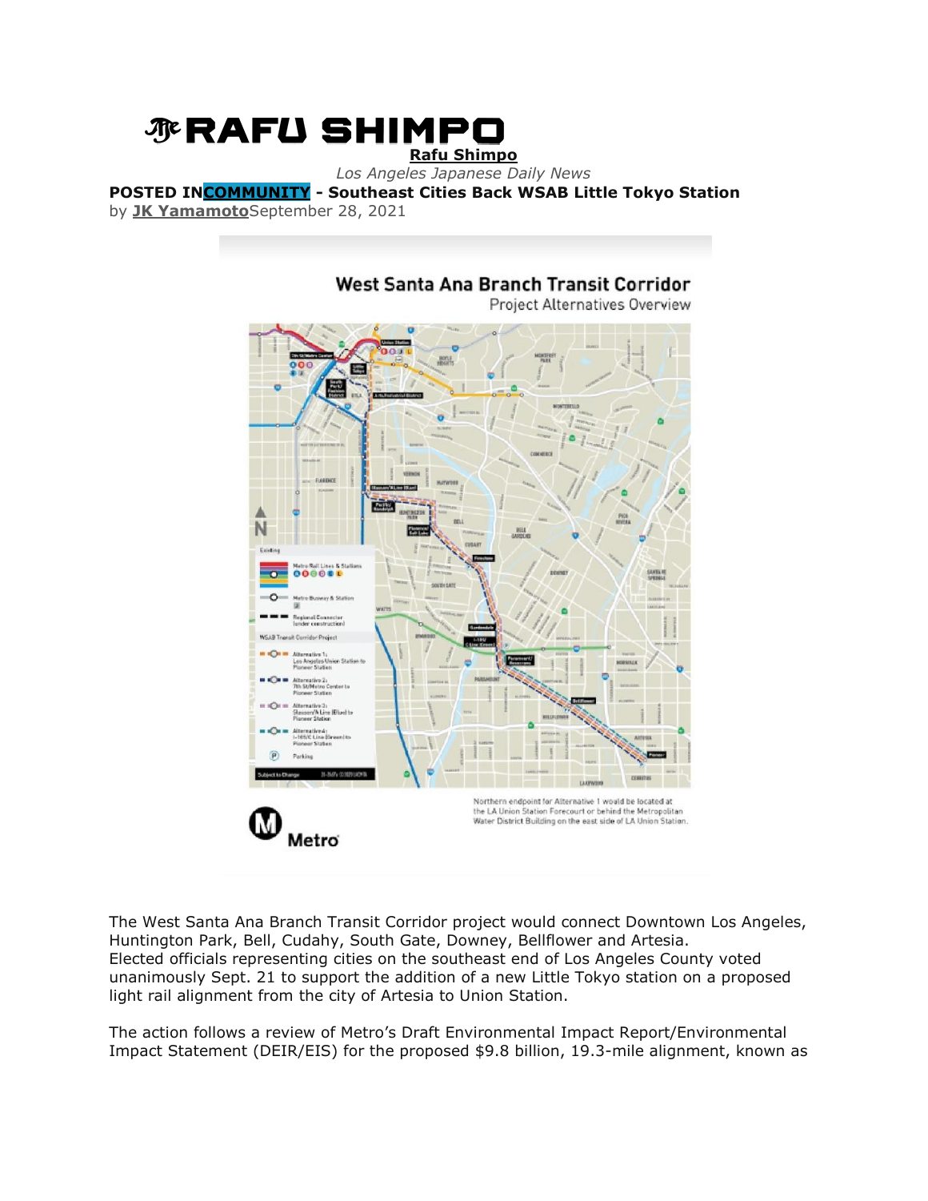# Rafu Shimpo

*Los Angeles Japanese Daily News*

**POSTED IN COMMUNITY - Southeast Cities Back WSAB Little Tokyo Station**

by **JK Yamamoto** September 28, 2021

The West Santa Ana Branch Transit Corridor project would connect Downtown Los Angeles, Huntington Park, Bell, Cudahy, South Gate, Downey, Bellflower and Artesia.

Elected officials representing cities on the southeast end of Los Angeles County voted unanimously Sept. 21 to support the addition of a new Little Tokyo station on a proposed light rail alignment from the city of Artesia to Union Station.

The action follows a review of Metro's Draft Environmental Impact Report/Environmental Impact Statement (DEIR/EIS) for the proposed $9.8 billion, 19.3-mile alignment, known as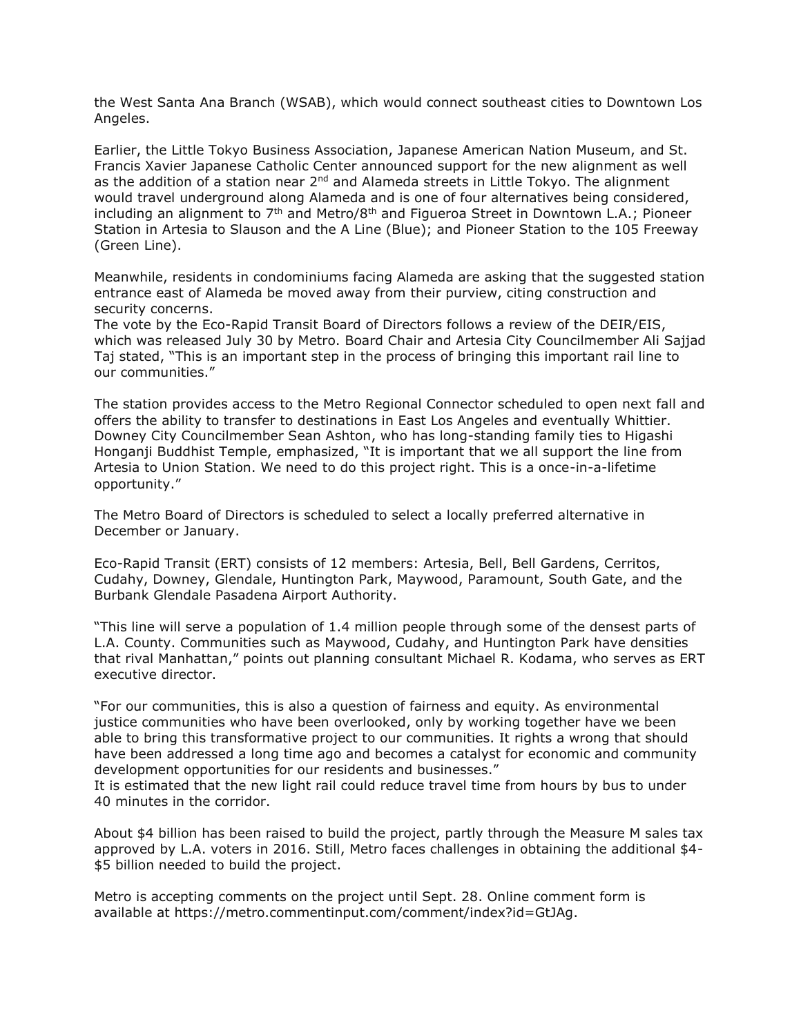the West Santa Ana Branch (WSAB), which would connect southeast cities to Downtown Los Angeles.

Earlier, the Little Tokyo Business Association, Japanese American Nation Museum, and St. Francis Xavier Japanese Catholic Center announced support for the new alignment as well as the addition of a station near 2nd and Alameda streets in Little Tokyo. The alignment would travel underground along Alameda and is one of four alternatives being considered, including an alignment to 7th and Metro/8th and Figueroa Street in Downtown L.A.; Pioneer Station in Artesia to Slauson and the A Line (Blue); and Pioneer Station to the 105 Freeway (Green Line).

Meanwhile, residents in condominiums facing Alameda are asking that the suggested station entrance east of Alameda be moved away from their purview, citing construction and security concerns.
The vote by the Eco-Rapid Transit Board of Directors follows a review of the DEIR/EIS, which was released July 30 by Metro. Board Chair and Artesia City Councilmember Ali Sajjad Taj stated, "This is an important step in the process of bringing this important rail line to our communities."

The station provides access to the Metro Regional Connector scheduled to open next fall and offers the ability to transfer to destinations in East Los Angeles and eventually Whittier. Downey City Councilmember Sean Ashton, who has long-standing family ties to Higashi Honganji Buddhist Temple, emphasized, "It is important that we all support the line from Artesia to Union Station. We need to do this project right. This is a once-in-a-lifetime opportunity."

The Metro Board of Directors is scheduled to select a locally preferred alternative in December or January.

Eco-Rapid Transit (ERT) consists of 12 members: Artesia, Bell, Bell Gardens, Cerritos, Cudahy, Downey, Glendale, Huntington Park, Maywood, Paramount, South Gate, and the Burbank Glendale Pasadena Airport Authority.

"This line will serve a population of 1.4 million people through some of the densest parts of L.A. County. Communities such as Maywood, Cudahy, and Huntington Park have densities that rival Manhattan," points out planning consultant Michael R. Kodama, who serves as ERT executive director.

"For our communities, this is also a question of fairness and equity. As environmental justice communities who have been overlooked, only by working together have we been able to bring this transformative project to our communities. It rights a wrong that should have been addressed a long time ago and becomes a catalyst for economic and community development opportunities for our residents and businesses."
It is estimated that the new light rail could reduce travel time from hours by bus to under 40 minutes in the corridor.

About $4 billion has been raised to build the project, partly through the Measure M sales tax approved by L.A. voters in 2016. Still, Metro faces challenges in obtaining the additional $4-$5 billion needed to build the project.

Metro is accepting comments on the project until Sept. 28. Online comment form is available at https://metro.commentinput.com/comment/index?id=GtJAg.